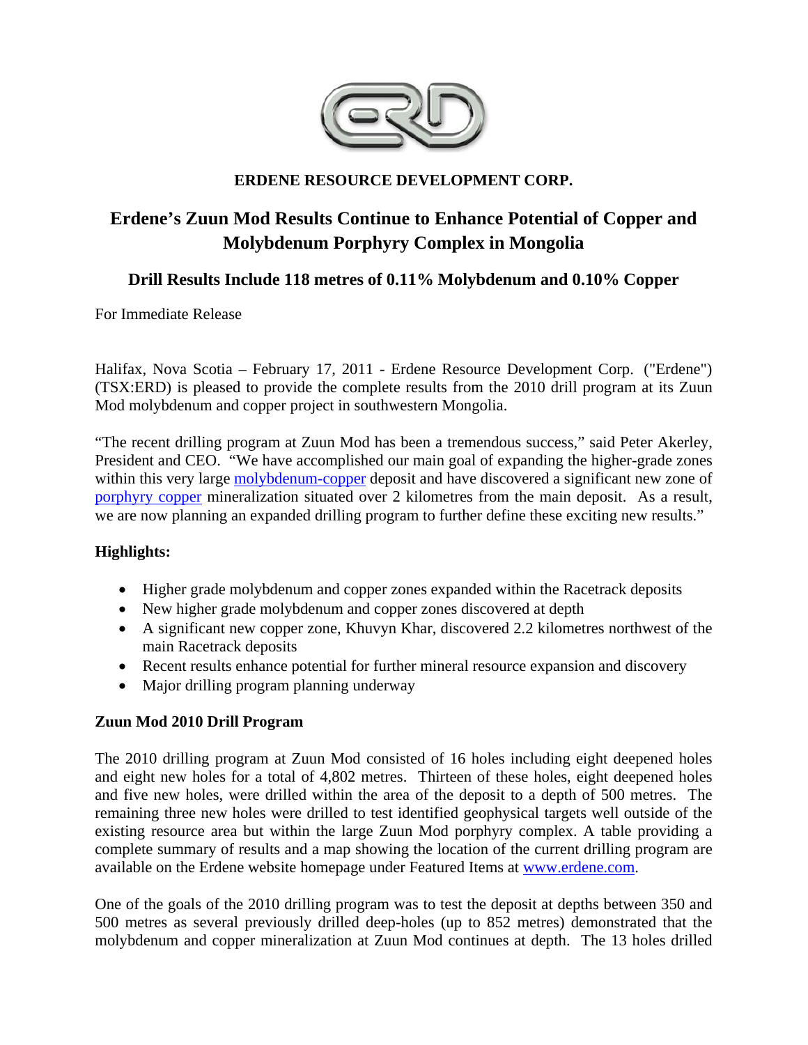**ERDENE RESOURCE DEVELOPMENT CORP.**

# Erdene's Zuun Mod Results Continue to Enhance Potential of Copper and Molybdenum Porphyry Complex in Mongolia

## Drill Results Include 118 metres of 0.11% Molybdenum and 0.10% Copper

For Immediate Release

Halifax, Nova Scotia – February 17, 2011 - Erdene Resource Development Corp. ("Erdene") (TSX:ERD) is pleased to provide the complete results from the 2010 drill program at its Zuun Mod molybdenum and copper project in southwestern Mongolia.

"The recent drilling program at Zuun Mod has been a tremendous success," said Peter Akerley, President and CEO. "We have accomplished our main goal of expanding the higher-grade zones within this very large molybdenum-copper deposit and have discovered a significant new zone of porphyry copper mineralization situated over 2 kilometres from the main deposit. As a result, we are now planning an expanded drilling program to further define these exciting new results."

**Highlights:**

- Higher grade molybdenum and copper zones expanded within the Racetrack deposits
- New higher grade molybdenum and copper zones discovered at depth
- A significant new copper zone, Khuvyn Khar, discovered 2.2 kilometres northwest of the main Racetrack deposits
- Recent results enhance potential for further mineral resource expansion and discovery
- Major drilling program planning underway

**Zuun Mod 2010 Drill Program**

The 2010 drilling program at Zuun Mod consisted of 16 holes including eight deepened holes and eight new holes for a total of 4,802 metres. Thirteen of these holes, eight deepened holes and five new holes, were drilled within the area of the deposit to a depth of 500 metres. The remaining three new holes were drilled to test identified geophysical targets well outside of the existing resource area but within the large Zuun Mod porphyry complex. A table providing a complete summary of results and a map showing the location of the current drilling program are available on the Erdene website homepage under Featured Items at www.erdene.com.

One of the goals of the 2010 drilling program was to test the deposit at depths between 350 and 500 metres as several previously drilled deep-holes (up to 852 metres) demonstrated that the molybdenum and copper mineralization at Zuun Mod continues at depth. The 13 holes drilled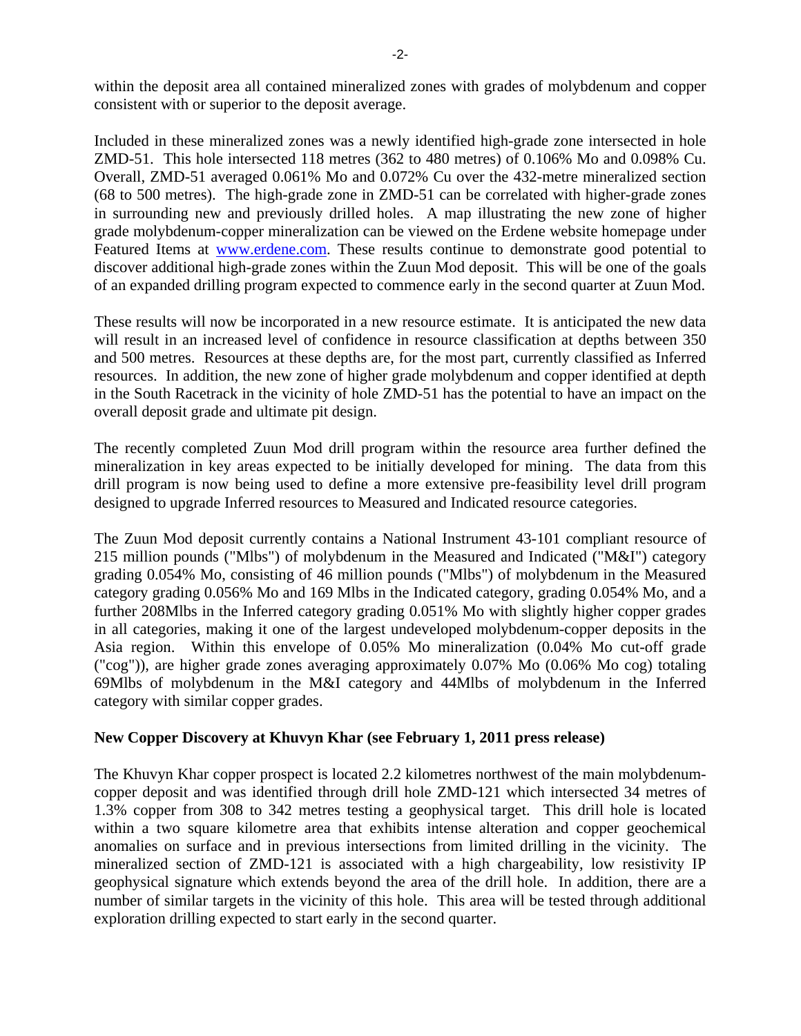within the deposit area all contained mineralized zones with grades of molybdenum and copper consistent with or superior to the deposit average.

Included in these mineralized zones was a newly identified high-grade zone intersected in hole ZMD-51. This hole intersected 118 metres (362 to 480 metres) of 0.106% Mo and 0.098% Cu. Overall, ZMD-51 averaged 0.061% Mo and 0.072% Cu over the 432-metre mineralized section (68 to 500 metres). The high-grade zone in ZMD-51 can be correlated with higher-grade zones in surrounding new and previously drilled holes. A map illustrating the new zone of higher grade molybdenum-copper mineralization can be viewed on the Erdene website homepage under Featured Items at www.erdene.com. These results continue to demonstrate good potential to discover additional high-grade zones within the Zuun Mod deposit. This will be one of the goals of an expanded drilling program expected to commence early in the second quarter at Zuun Mod.

These results will now be incorporated in a new resource estimate. It is anticipated the new data will result in an increased level of confidence in resource classification at depths between 350 and 500 metres. Resources at these depths are, for the most part, currently classified as Inferred resources. In addition, the new zone of higher grade molybdenum and copper identified at depth in the South Racetrack in the vicinity of hole ZMD-51 has the potential to have an impact on the overall deposit grade and ultimate pit design.

The recently completed Zuun Mod drill program within the resource area further defined the mineralization in key areas expected to be initially developed for mining. The data from this drill program is now being used to define a more extensive pre-feasibility level drill program designed to upgrade Inferred resources to Measured and Indicated resource categories.

The Zuun Mod deposit currently contains a National Instrument 43-101 compliant resource of 215 million pounds ("Mlbs") of molybdenum in the Measured and Indicated ("M&I") category grading 0.054% Mo, consisting of 46 million pounds ("Mlbs") of molybdenum in the Measured category grading 0.056% Mo and 169 Mlbs in the Indicated category, grading 0.054% Mo, and a further 208Mlbs in the Inferred category grading 0.051% Mo with slightly higher copper grades in all categories, making it one of the largest undeveloped molybdenum-copper deposits in the Asia region. Within this envelope of 0.05% Mo mineralization (0.04% Mo cut-off grade ("cog")), are higher grade zones averaging approximately 0.07% Mo (0.06% Mo cog) totaling 69Mlbs of molybdenum in the M&I category and 44Mlbs of molybdenum in the Inferred category with similar copper grades.

**New Copper Discovery at Khuvyn Khar (see February 1, 2011 press release)**

The Khuvyn Khar copper prospect is located 2.2 kilometres northwest of the main molybdenum-copper deposit and was identified through drill hole ZMD-121 which intersected 34 metres of 1.3% copper from 308 to 342 metres testing a geophysical target. This drill hole is located within a two square kilometre area that exhibits intense alteration and copper geochemical anomalies on surface and in previous intersections from limited drilling in the vicinity. The mineralized section of ZMD-121 is associated with a high chargeability, low resistivity IP geophysical signature which extends beyond the area of the drill hole. In addition, there are a number of similar targets in the vicinity of this hole. This area will be tested through additional exploration drilling expected to start early in the second quarter.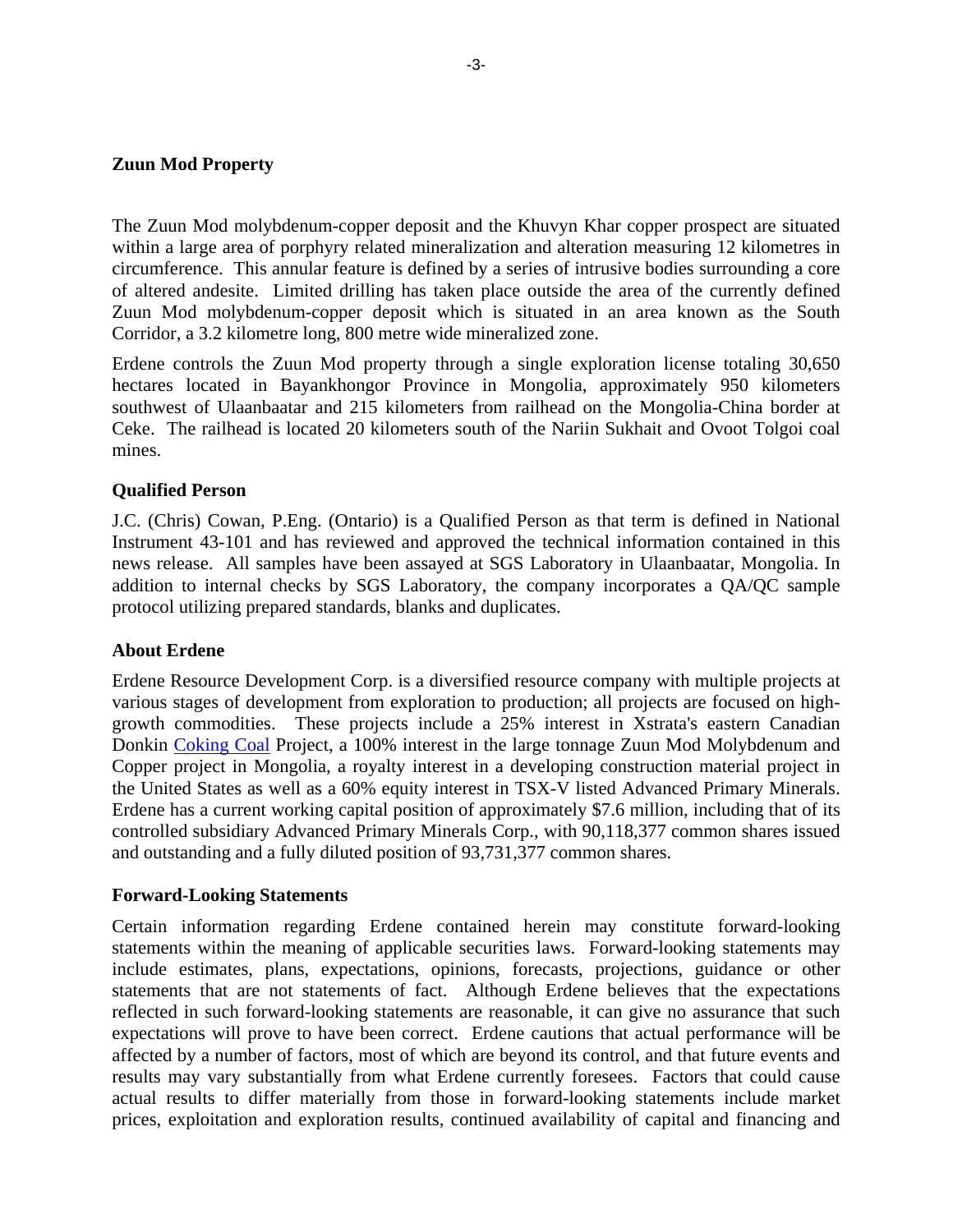## Zuun Mod Property

The Zuun Mod molybdenum-copper deposit and the Khuvyn Khar copper prospect are situated within a large area of porphyry related mineralization and alteration measuring 12 kilometres in circumference. This annular feature is defined by a series of intrusive bodies surrounding a core of altered andesite. Limited drilling has taken place outside the area of the currently defined Zuun Mod molybdenum-copper deposit which is situated in an area known as the South Corridor, a 3.2 kilometre long, 800 metre wide mineralized zone.

Erdene controls the Zuun Mod property through a single exploration license totaling 30,650 hectares located in Bayankhongor Province in Mongolia, approximately 950 kilometers southwest of Ulaanbaatar and 215 kilometers from railhead on the Mongolia-China border at Ceke. The railhead is located 20 kilometers south of the Nariin Sukhait and Ovoot Tolgoi coal mines.

## Qualified Person

J.C. (Chris) Cowan, P.Eng. (Ontario) is a Qualified Person as that term is defined in National Instrument 43-101 and has reviewed and approved the technical information contained in this news release. All samples have been assayed at SGS Laboratory in Ulaanbaatar, Mongolia. In addition to internal checks by SGS Laboratory, the company incorporates a QA/QC sample protocol utilizing prepared standards, blanks and duplicates.

## About Erdene

Erdene Resource Development Corp. is a diversified resource company with multiple projects at various stages of development from exploration to production; all projects are focused on high-growth commodities. These projects include a 25% interest in Xstrata's eastern Canadian Donkin Coking Coal Project, a 100% interest in the large tonnage Zuun Mod Molybdenum and Copper project in Mongolia, a royalty interest in a developing construction material project in the United States as well as a 60% equity interest in TSX-V listed Advanced Primary Minerals. Erdene has a current working capital position of approximately $7.6 million, including that of its controlled subsidiary Advanced Primary Minerals Corp., with 90,118,377 common shares issued and outstanding and a fully diluted position of 93,731,377 common shares.

## Forward-Looking Statements

Certain information regarding Erdene contained herein may constitute forward-looking statements within the meaning of applicable securities laws. Forward-looking statements may include estimates, plans, expectations, opinions, forecasts, projections, guidance or other statements that are not statements of fact. Although Erdene believes that the expectations reflected in such forward-looking statements are reasonable, it can give no assurance that such expectations will prove to have been correct. Erdene cautions that actual performance will be affected by a number of factors, most of which are beyond its control, and that future events and results may vary substantially from what Erdene currently foresees. Factors that could cause actual results to differ materially from those in forward-looking statements include market prices, exploitation and exploration results, continued availability of capital and financing and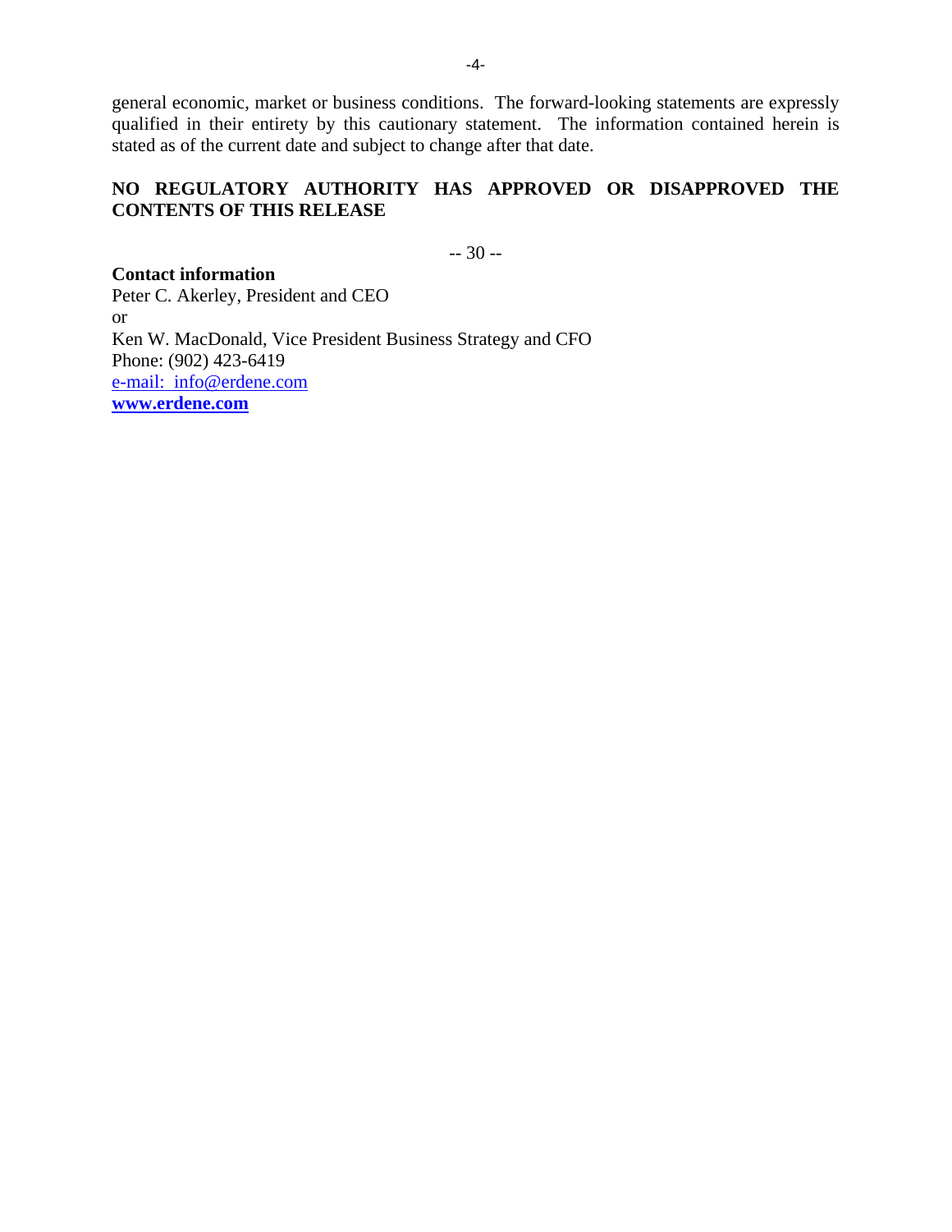general economic, market or business conditions. The forward-looking statements are expressly qualified in their entirety by this cautionary statement. The information contained herein is stated as of the current date and subject to change after that date.

**NO REGULATORY AUTHORITY HAS APPROVED OR DISAPPROVED THE CONTENTS OF THIS RELEASE**

-- 30 --

**Contact information**
Peter C. Akerley, President and CEO
or
Ken W. MacDonald, Vice President Business Strategy and CFO
Phone: (902) 423-6419
e-mail: info@erdene.com
**www.erdene.com**